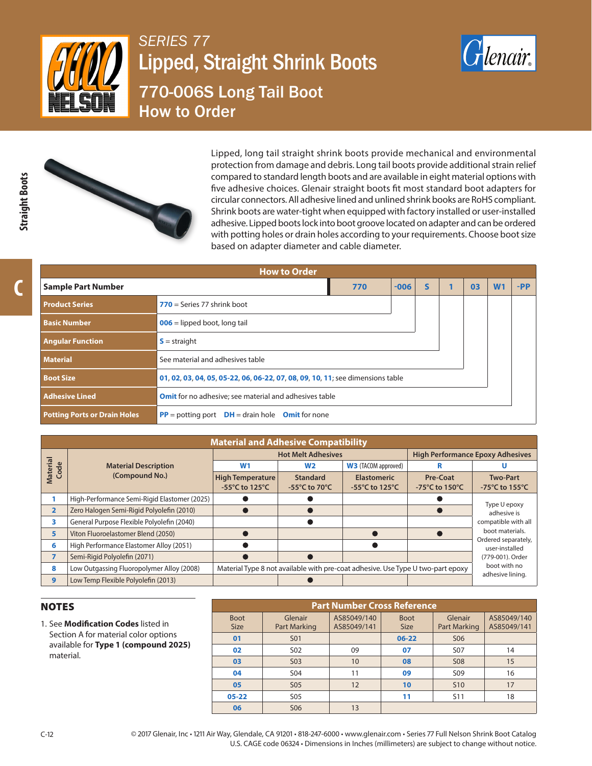# SERIES 77

# Lipped, Straight Shrink Boots

## 770-006S Long Tail Boot

## How to Order

Lipped, long tail straight shrink boots provide mechanical and environmental protection from damage and debris. Long tail boots provide additional strain relief compared to standard length boots and are available in eight material options with five adhesive choices. Glenair straight boots fit most standard boot adapters for circular connectors. All adhesive lined and unlined shrink books are RoHS compliant. Shrink boots are water-tight when equipped with factory installed or user-installed adhesive. Lipped boots lock into boot groove located on adapter and can be ordered with potting holes or drain holes according to your requirements. Choose boot size based on adapter diameter and cable diameter.

### How to Order

| Sample Part Number | 770 | -006 | S | 1 | 03 | W1 | -PP |
|---|---|---|---|---|---|---|---|
| **Product Series** | 770 = Series 77 shrink boot | | | | | | |
| **Basic Number** | 006 = lipped boot, long tail | | | | | | |
| **Angular Function** | S = straight | | | | | | |
| **Material** | See material and adhesives table | | | | | | |
| **Boot Size** | 01, 02, 03, 04, 05, 05-22, 06, 06-22, 07, 08, 09, 10, 11; see dimensions table | | | | | | |
| **Adhesive Lined** | Omit for no adhesive; see material and adhesives table | | | | | | |
| **Potting Ports or Drain Holes** | PP = potting port DH = drain hole Omit for none | | | | | | |

### Material and Adhesive Compatibility

| Material Code | Material Description (Compound No.) | Hot Melt Adhesives | | | High Performance Epoxy Adhesives | |
|---|---|---|---|---|---|---|
| | | W1 | W2 | W3 (TACOM approved) | R | U |
| | | High Temperature -55°C to 125°C | Standard -55°C to 70°C | Elastomeric -55°C to 125°C | Pre-Coat -75°C to 150°C | Two-Part -75°C to 155°C |
| 1 | High-Performance Semi-Rigid Elastomer (2025) | ● | ● | | ● | Type U epoxy adhesive is compatible with all boot materials. Ordered separately, user-installed (779-001). Order boot with no adhesive lining. |
| 2 | Zero Halogen Semi-Rigid Polyolefin (2010) | ● | ● | | ● | |
| 3 | General Purpose Flexible Polyolefin (2040) | | ● | | | |
| 5 | Viton Fluoroelastomer Blend (2050) | ● | | ● | ● | |
| 6 | High Performance Elastomer Alloy (2051) | ● | | ● | | |
| 7 | Semi-Rigid Polyolefin (2071) | ● | ● | | | |
| 8 | Low Outgassing Fluoropolymer Alloy (2008) | Material Type 8 not available with pre-coat adhesive. Use Type U two-part epoxy | | | | |
| 9 | Low Temp Flexible Polyolefin (2013) | | ● | | | |

## NOTES

1. See **Modification Codes** listed in Section A for material color options available for **Type 1 (compound 2025)** material.

### Part Number Cross Reference

| Boot Size | Glenair Part Marking | AS85049/140 AS85049/141 | Boot Size | Glenair Part Marking | AS85049/140 AS85049/141 |
|---|---|---|---|---|---|
| 01 | S01 | | 06-22 | S06 | |
| 02 | S02 | 09 | 07 | S07 | 14 |
| 03 | S03 | 10 | 08 | S08 | 15 |
| 04 | S04 | 11 | 09 | S09 | 16 |
| 05 | S05 | 12 | 10 | S10 | 17 |
| 05-22 | S05 | | 11 | S11 | 18 |
| 06 | S06 | 13 | | | |

© 2017 Glenair, Inc • 1211 Air Way, Glendale, CA 91201 • 818-247-6000 • www.glenair.com • Series 77 Full Nelson Shrink Boot Catalog
U.S. CAGE code 06324 • Dimensions in Inches (millimeters) are subject to change without notice.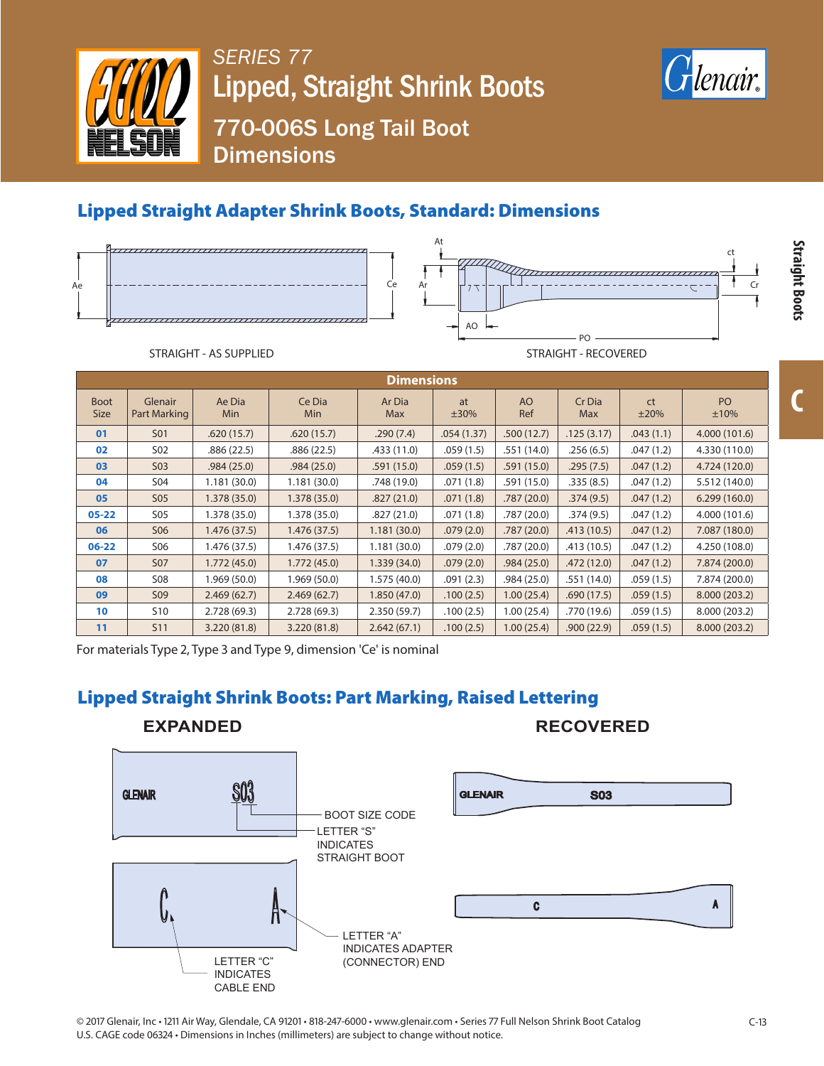# SERIES 77
# Lipped, Straight Shrink Boots
## 770-006S Long Tail Boot Dimensions

## Lipped Straight Adapter Shrink Boots, Standard: Dimensions

STRAIGHT - AS SUPPLIED

STRAIGHT - RECOVERED

| Dimensions | | | | | | | | | |
|---|---|---|---|---|---|---|---|---|---|
| Boot Size | Glenair Part Marking | Ae Dia Min | Ce Dia Min | Ar Dia Max | at ±30% | AO Ref | Cr Dia Max | ct ±20% | PO ±10% |
| **01** | S01 | .620 (15.7) | .620 (15.7) | .290 (7.4) | .054 (1.37) | .500 (12.7) | .125 (3.17) | .043 (1.1) | 4.000 (101.6) |
| **02** | S02 | .886 (22.5) | .886 (22.5) | .433 (11.0) | .059 (1.5) | .551 (14.0) | .256 (6.5) | .047 (1.2) | 4.330 (110.0) |
| **03** | S03 | .984 (25.0) | .984 (25.0) | .591 (15.0) | .059 (1.5) | .591 (15.0) | .295 (7.5) | .047 (1.2) | 4.724 (120.0) |
| **04** | S04 | 1.181 (30.0) | 1.181 (30.0) | .748 (19.0) | .071 (1.8) | .591 (15.0) | .335 (8.5) | .047 (1.2) | 5.512 (140.0) |
| **05** | S05 | 1.378 (35.0) | 1.378 (35.0) | .827 (21.0) | .071 (1.8) | .787 (20.0) | .374 (9.5) | .047 (1.2) | 6.299 (160.0) |
| **05-22** | S05 | 1.378 (35.0) | 1.378 (35.0) | .827 (21.0) | .071 (1.8) | .787 (20.0) | .374 (9.5) | .047 (1.2) | 4.000 (101.6) |
| **06** | S06 | 1.476 (37.5) | 1.476 (37.5) | 1.181 (30.0) | .079 (2.0) | .787 (20.0) | .413 (10.5) | .047 (1.2) | 7.087 (180.0) |
| **06-22** | S06 | 1.476 (37.5) | 1.476 (37.5) | 1.181 (30.0) | .079 (2.0) | .787 (20.0) | .413 (10.5) | .047 (1.2) | 4.250 (108.0) |
| **07** | S07 | 1.772 (45.0) | 1.772 (45.0) | 1.339 (34.0) | .079 (2.0) | .984 (25.0) | .472 (12.0) | .047 (1.2) | 7.874 (200.0) |
| **08** | S08 | 1.969 (50.0) | 1.969 (50.0) | 1.575 (40.0) | .091 (2.3) | .984 (25.0) | .551 (14.0) | .059 (1.5) | 7.874 (200.0) |
| **09** | S09 | 2.469 (62.7) | 2.469 (62.7) | 1.850 (47.0) | .100 (2.5) | 1.00 (25.4) | .690 (17.5) | .059 (1.5) | 8.000 (203.2) |
| **10** | S10 | 2.728 (69.3) | 2.728 (69.3) | 2.350 (59.7) | .100 (2.5) | 1.00 (25.4) | .770 (19.6) | .059 (1.5) | 8.000 (203.2) |
| **11** | S11 | 3.220 (81.8) | 3.220 (81.8) | 2.642 (67.1) | .100 (2.5) | 1.00 (25.4) | .900 (22.9) | .059 (1.5) | 8.000 (203.2) |

For materials Type 2, Type 3 and Type 9, dimension 'Ce' is nominal

## Lipped Straight Shrink Boots: Part Marking, Raised Lettering

**EXPANDED** | **RECOVERED**

BOOT SIZE CODE

LETTER "S" INDICATES STRAIGHT BOOT

LETTER "A" INDICATES ADAPTER (CONNECTOR) END

LETTER "C" INDICATES CABLE END

© 2017 Glenair, Inc • 1211 Air Way, Glendale, CA 91201 • 818-247-6000 • www.glenair.com • Series 77 Full Nelson Shrink Boot Catalog
U.S. CAGE code 06324 • Dimensions in Inches (millimeters) are subject to change without notice.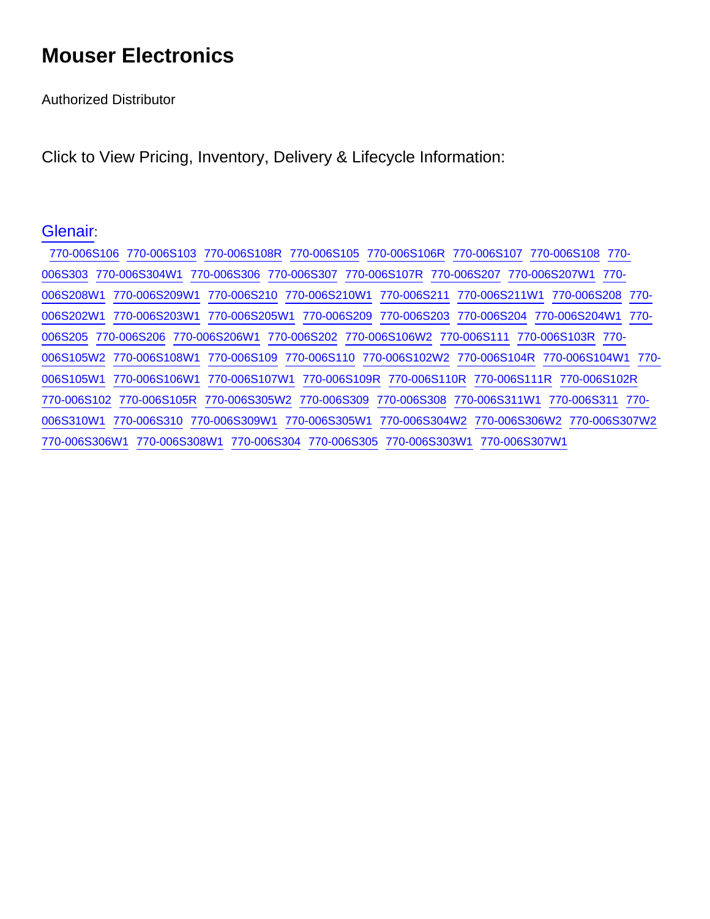# Mouser Electronics

Authorized Distributor

Click to View Pricing, Inventory, Delivery & Lifecycle Information:

Glenair:

770-006S106 770-006S103 770-006S108R 770-006S105 770-006S106R 770-006S107 770-006S108 770-006S303 770-006S304W1 770-006S306 770-006S307 770-006S107R 770-006S207 770-006S207W1 770-006S208W1 770-006S209W1 770-006S210 770-006S210W1 770-006S211 770-006S211W1 770-006S208 770-006S202W1 770-006S203W1 770-006S205W1 770-006S209 770-006S203 770-006S204 770-006S204W1 770-006S205 770-006S206 770-006S206W1 770-006S202 770-006S106W2 770-006S111 770-006S103R 770-006S105W2 770-006S108W1 770-006S109 770-006S110 770-006S102W2 770-006S104R 770-006S104W1 770-006S105W1 770-006S106W1 770-006S107W1 770-006S109R 770-006S110R 770-006S111R 770-006S102R 770-006S102 770-006S105R 770-006S305W2 770-006S309 770-006S308 770-006S311W1 770-006S311 770-006S310W1 770-006S310 770-006S309W1 770-006S305W1 770-006S304W2 770-006S306W2 770-006S307W2 770-006S306W1 770-006S308W1 770-006S304 770-006S305 770-006S303W1 770-006S307W1